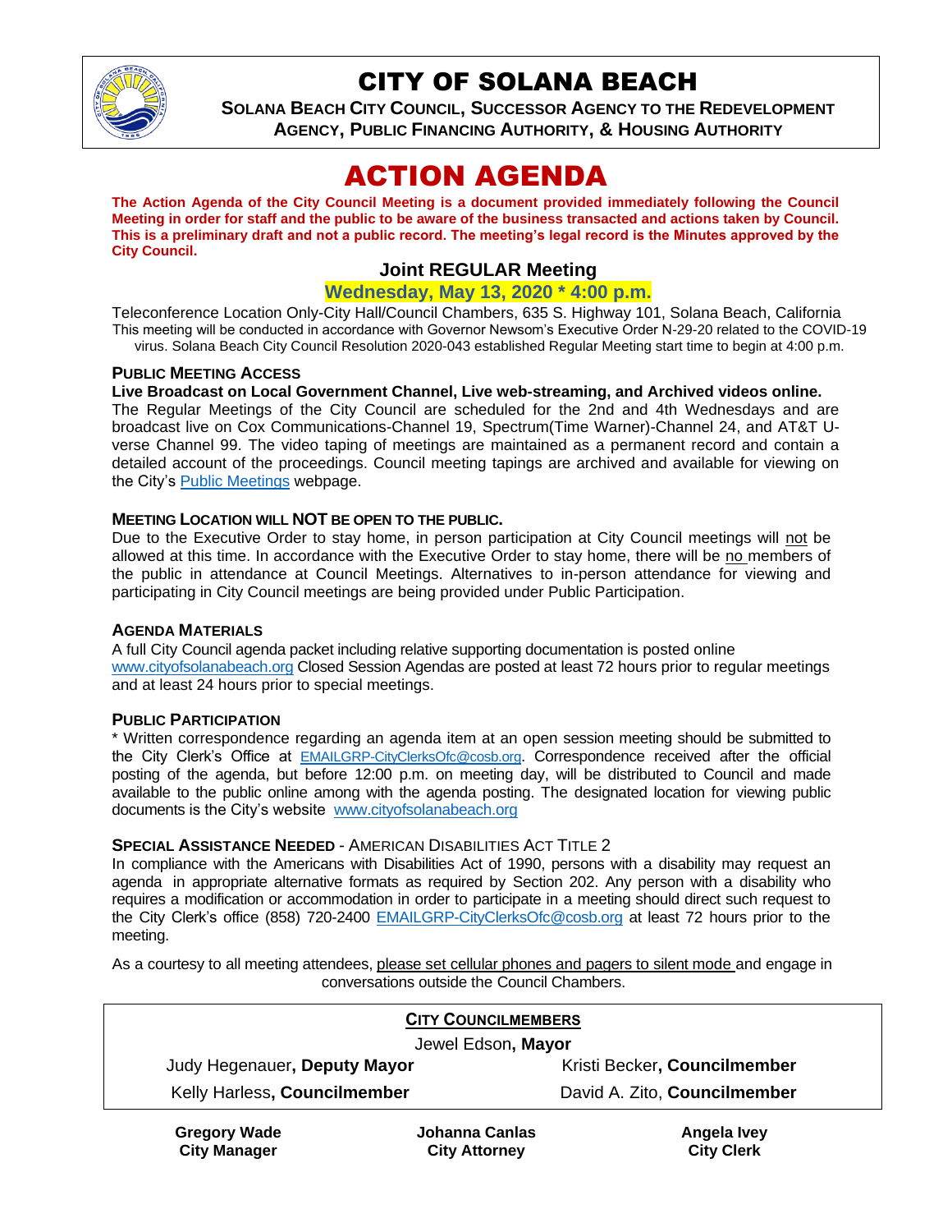# CITY OF SOLANA BEACH

**SOLANA BEACH CITY COUNCIL, SUCCESSOR AGENCY TO THE REDEVELOPMENT AGENCY, PUBLIC FINANCING AUTHORITY, & HOUSING AUTHORITY**

# ACTION AGENDA

**The Action Agenda of the City Council Meeting is a document provided immediately following the Council Meeting in order for staff and the public to be aware of the business transacted and actions taken by Council. This is a preliminary draft and not a public record. The meeting's legal record is the Minutes approved by the City Council.**

## Joint REGULAR Meeting

**Wednesday, May 13, 2020 * 4:00 p.m.**

Teleconference Location Only-City Hall/Council Chambers, 635 S. Highway 101, Solana Beach, California
This meeting will be conducted in accordance with Governor Newsom's Executive Order N-29-20 related to the COVID-19 virus. Solana Beach City Council Resolution 2020-043 established Regular Meeting start time to begin at 4:00 p.m.

### PUBLIC MEETING ACCESS

**Live Broadcast on Local Government Channel, Live web-streaming, and Archived videos online.**
The Regular Meetings of the City Council are scheduled for the 2nd and 4th Wednesdays and are broadcast live on Cox Communications-Channel 19, Spectrum(Time Warner)-Channel 24, and AT&T U-verse Channel 99. The video taping of meetings are maintained as a permanent record and contain a detailed account of the proceedings. Council meeting tapings are archived and available for viewing on the City's Public Meetings webpage.

### MEETING LOCATION WILL NOT BE OPEN TO THE PUBLIC.

Due to the Executive Order to stay home, in person participation at City Council meetings will not be allowed at this time. In accordance with the Executive Order to stay home, there will be no members of the public in attendance at Council Meetings. Alternatives to in-person attendance for viewing and participating in City Council meetings are being provided under Public Participation.

### AGENDA MATERIALS

A full City Council agenda packet including relative supporting documentation is posted online www.cityofsolanabeach.org Closed Session Agendas are posted at least 72 hours prior to regular meetings and at least 24 hours prior to special meetings.

### PUBLIC PARTICIPATION

* Written correspondence regarding an agenda item at an open session meeting should be submitted to the City Clerk's Office at EMAILGRP-CityClerksOfc@cosb.org. Correspondence received after the official posting of the agenda, but before 12:00 p.m. on meeting day, will be distributed to Council and made available to the public online among with the agenda posting. The designated location for viewing public documents is the City's website www.cityofsolanabeach.org

### SPECIAL ASSISTANCE NEEDED - AMERICAN DISABILITIES ACT TITLE 2

In compliance with the Americans with Disabilities Act of 1990, persons with a disability may request an agenda in appropriate alternative formats as required by Section 202. Any person with a disability who requires a modification or accommodation in order to participate in a meeting should direct such request to the City Clerk's office (858) 720-2400 EMAILGRP-CityClerksOfc@cosb.org at least 72 hours prior to the meeting.

As a courtesy to all meeting attendees, please set cellular phones and pagers to silent mode and engage in conversations outside the Council Chambers.

**CITY COUNCILMEMBERS**

Jewel Edson, **Mayor**

| | |
|---|---|
| Judy Hegenauer, **Deputy Mayor** | Kristi Becker, **Councilmember** |
| Kelly Harless, **Councilmember** | David A. Zito, **Councilmember** |

| **Gregory Wade** | **Johanna Canlas** | **Angela Ivey** |
|---|---|---|
| **City Manager** | **City Attorney** | **City Clerk** |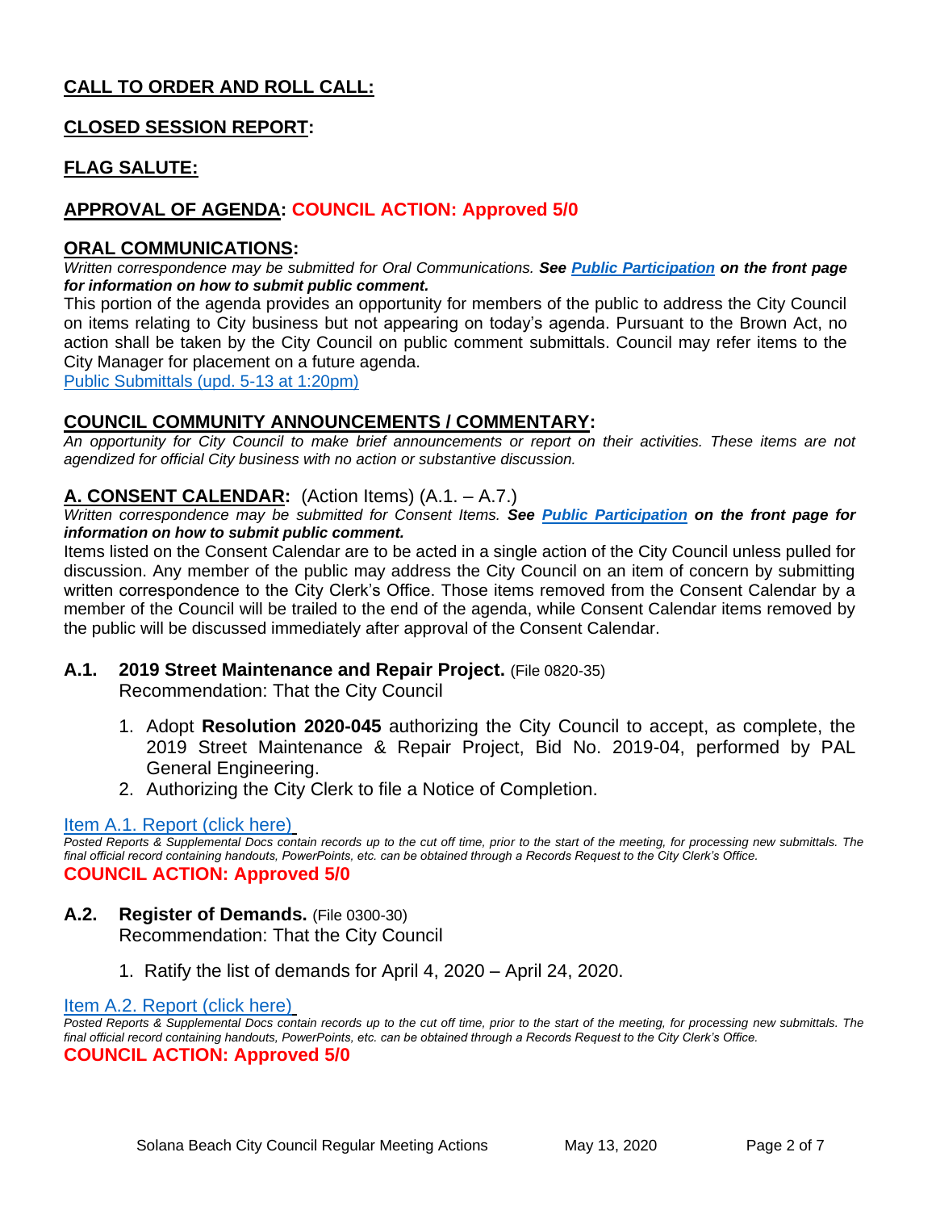## CALL TO ORDER AND ROLL CALL:

## CLOSED SESSION REPORT:

## FLAG SALUTE:

## APPROVAL OF AGENDA: COUNCIL ACTION: Approved 5/0

## ORAL COMMUNICATIONS:

*Written correspondence may be submitted for Oral Communications.* ***See Public Participation on the front page for information on how to submit public comment.***

This portion of the agenda provides an opportunity for members of the public to address the City Council on items relating to City business but not appearing on today's agenda. Pursuant to the Brown Act, no action shall be taken by the City Council on public comment submittals. Council may refer items to the City Manager for placement on a future agenda.

Public Submittals (upd. 5-13 at 1:20pm)

## COUNCIL COMMUNITY ANNOUNCEMENTS / COMMENTARY:

*An opportunity for City Council to make brief announcements or report on their activities. These items are not agendized for official City business with no action or substantive discussion.*

## A. CONSENT CALENDAR: (Action Items) (A.1. – A.7.)

*Written correspondence may be submitted for Consent Items.* ***See Public Participation on the front page for information on how to submit public comment.***

Items listed on the Consent Calendar are to be acted in a single action of the City Council unless pulled for discussion. Any member of the public may address the City Council on an item of concern by submitting written correspondence to the City Clerk's Office. Those items removed from the Consent Calendar by a member of the Council will be trailed to the end of the agenda, while Consent Calendar items removed by the public will be discussed immediately after approval of the Consent Calendar.

### A.1. 2019 Street Maintenance and Repair Project. (File 0820-35)

Recommendation: That the City Council

1. Adopt **Resolution 2020-045** authorizing the City Council to accept, as complete, the 2019 Street Maintenance & Repair Project, Bid No. 2019-04, performed by PAL General Engineering.
2. Authorizing the City Clerk to file a Notice of Completion.

Item A.1. Report (click here)

*Posted Reports & Supplemental Docs contain records up to the cut off time, prior to the start of the meeting, for processing new submittals. The final official record containing handouts, PowerPoints, etc. can be obtained through a Records Request to the City Clerk's Office.*

**COUNCIL ACTION: Approved 5/0**

### A.2. Register of Demands. (File 0300-30)

Recommendation: That the City Council

1. Ratify the list of demands for April 4, 2020 – April 24, 2020.

Item A.2. Report (click here)

*Posted Reports & Supplemental Docs contain records up to the cut off time, prior to the start of the meeting, for processing new submittals. The final official record containing handouts, PowerPoints, etc. can be obtained through a Records Request to the City Clerk's Office.*

**COUNCIL ACTION: Approved 5/0**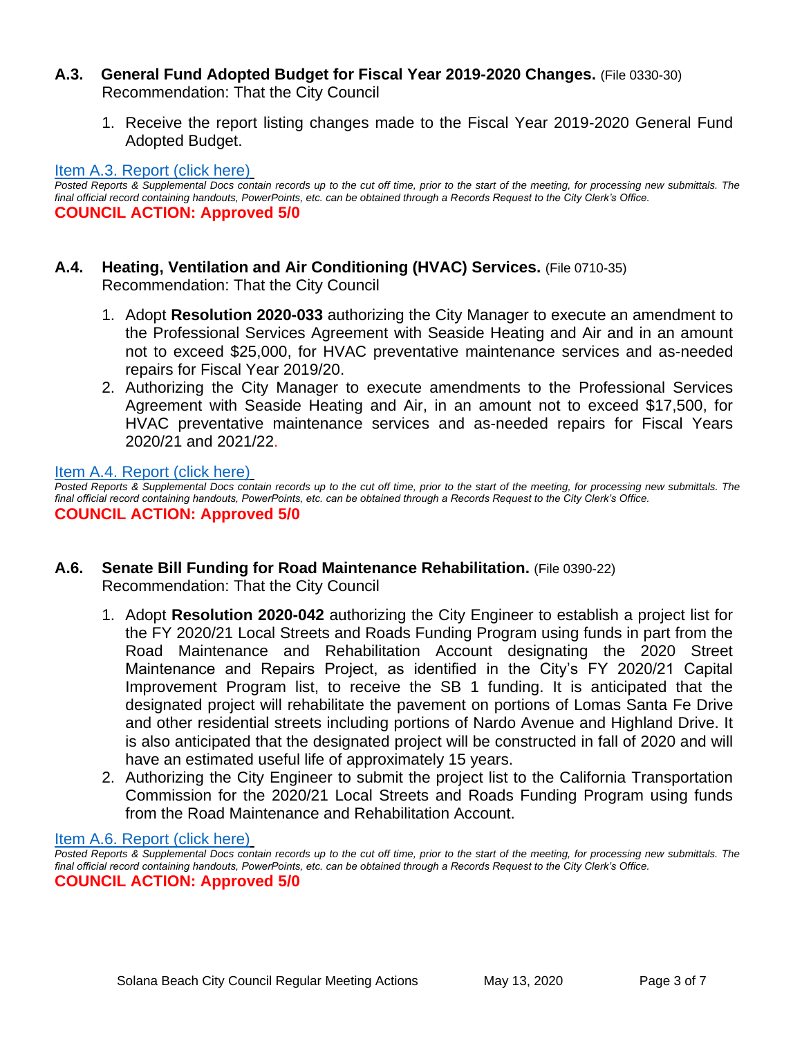### A.3. General Fund Adopted Budget for Fiscal Year 2019-2020 Changes. (File 0330-30)

Recommendation: That the City Council

1. Receive the report listing changes made to the Fiscal Year 2019-2020 General Fund Adopted Budget.

Item A.3. Report (click here)

*Posted Reports & Supplemental Docs contain records up to the cut off time, prior to the start of the meeting, for processing new submittals. The final official record containing handouts, PowerPoints, etc. can be obtained through a Records Request to the City Clerk's Office.*

**COUNCIL ACTION: Approved 5/0**

### A.4. Heating, Ventilation and Air Conditioning (HVAC) Services. (File 0710-35)

Recommendation: That the City Council

1. Adopt **Resolution 2020-033** authorizing the City Manager to execute an amendment to the Professional Services Agreement with Seaside Heating and Air and in an amount not to exceed $25,000, for HVAC preventative maintenance services and as-needed repairs for Fiscal Year 2019/20.
2. Authorizing the City Manager to execute amendments to the Professional Services Agreement with Seaside Heating and Air, in an amount not to exceed $17,500, for HVAC preventative maintenance services and as-needed repairs for Fiscal Years 2020/21 and 2021/22.

Item A.4. Report (click here)

*Posted Reports & Supplemental Docs contain records up to the cut off time, prior to the start of the meeting, for processing new submittals. The final official record containing handouts, PowerPoints, etc. can be obtained through a Records Request to the City Clerk's Office.*

**COUNCIL ACTION: Approved 5/0**

### A.6. Senate Bill Funding for Road Maintenance Rehabilitation. (File 0390-22)

Recommendation: That the City Council

1. Adopt **Resolution 2020-042** authorizing the City Engineer to establish a project list for the FY 2020/21 Local Streets and Roads Funding Program using funds in part from the Road Maintenance and Rehabilitation Account designating the 2020 Street Maintenance and Repairs Project, as identified in the City's FY 2020/21 Capital Improvement Program list, to receive the SB 1 funding. It is anticipated that the designated project will rehabilitate the pavement on portions of Lomas Santa Fe Drive and other residential streets including portions of Nardo Avenue and Highland Drive. It is also anticipated that the designated project will be constructed in fall of 2020 and will have an estimated useful life of approximately 15 years.
2. Authorizing the City Engineer to submit the project list to the California Transportation Commission for the 2020/21 Local Streets and Roads Funding Program using funds from the Road Maintenance and Rehabilitation Account.

Item A.6. Report (click here)

*Posted Reports & Supplemental Docs contain records up to the cut off time, prior to the start of the meeting, for processing new submittals. The final official record containing handouts, PowerPoints, etc. can be obtained through a Records Request to the City Clerk's Office.*

**COUNCIL ACTION: Approved 5/0**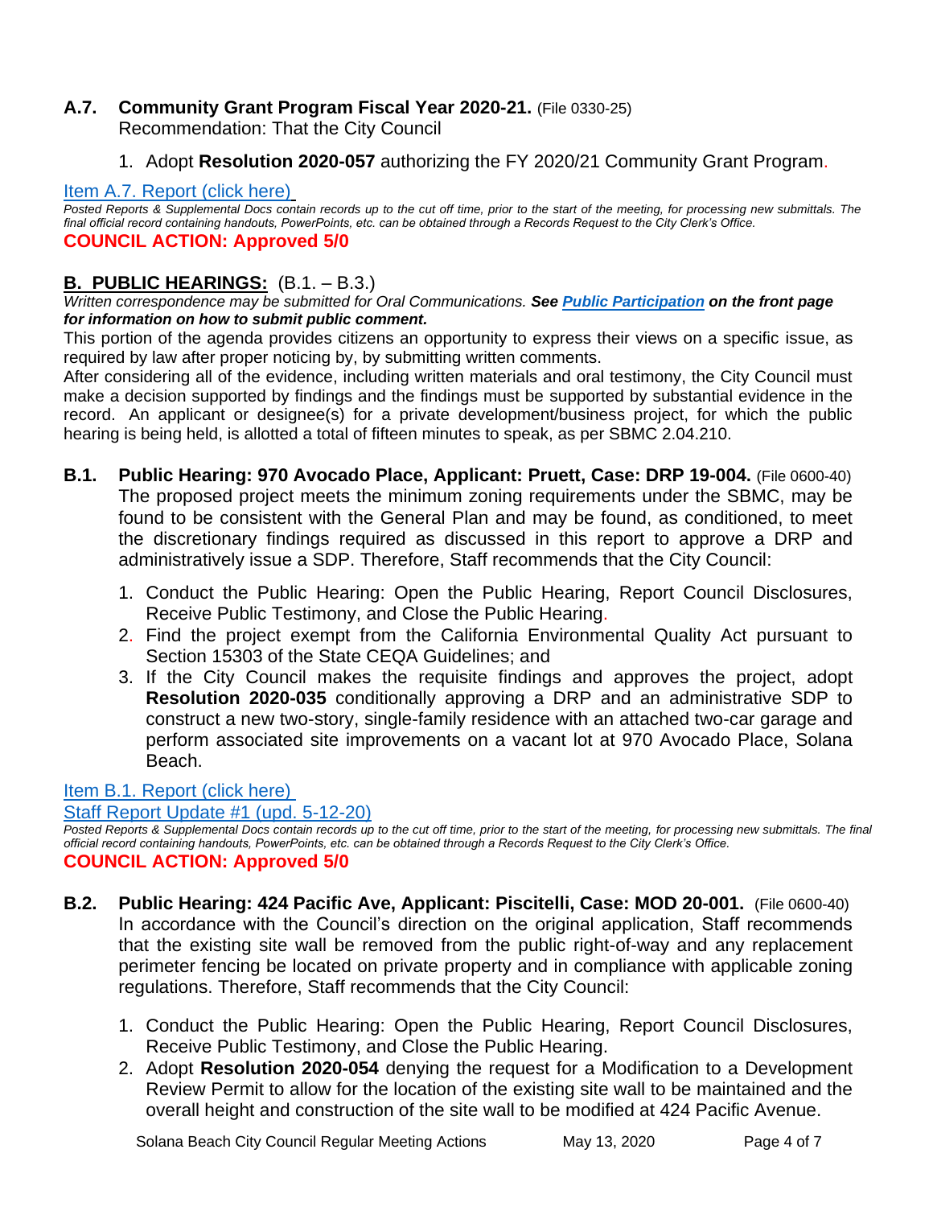**A.7. Community Grant Program Fiscal Year 2020-21.** (File 0330-25)
Recommendation: That the City Council

1. Adopt **Resolution 2020-057** authorizing the FY 2020/21 Community Grant Program.

[Item A.7. Report (click here)](#)

*Posted Reports & Supplemental Docs contain records up to the cut off time, prior to the start of the meeting, for processing new submittals. The final official record containing handouts, PowerPoints, etc. can be obtained through a Records Request to the City Clerk's Office.*

**COUNCIL ACTION: Approved 5/0**

## B. PUBLIC HEARINGS: (B.1. – B.3.)

*Written correspondence may be submitted for Oral Communications.* ***See [Public Participation](#) on the front page for information on how to submit public comment.***

This portion of the agenda provides citizens an opportunity to express their views on a specific issue, as required by law after proper noticing by, by submitting written comments.

After considering all of the evidence, including written materials and oral testimony, the City Council must make a decision supported by findings and the findings must be supported by substantial evidence in the record. An applicant or designee(s) for a private development/business project, for which the public hearing is being held, is allotted a total of fifteen minutes to speak, as per SBMC 2.04.210.

**B.1. Public Hearing: 970 Avocado Place, Applicant: Pruett, Case: DRP 19-004.** (File 0600-40)
The proposed project meets the minimum zoning requirements under the SBMC, may be found to be consistent with the General Plan and may be found, as conditioned, to meet the discretionary findings required as discussed in this report to approve a DRP and administratively issue a SDP. Therefore, Staff recommends that the City Council:

1. Conduct the Public Hearing: Open the Public Hearing, Report Council Disclosures, Receive Public Testimony, and Close the Public Hearing.
2. Find the project exempt from the California Environmental Quality Act pursuant to Section 15303 of the State CEQA Guidelines; and
3. If the City Council makes the requisite findings and approves the project, adopt **Resolution 2020-035** conditionally approving a DRP and an administrative SDP to construct a new two-story, single-family residence with an attached two-car garage and perform associated site improvements on a vacant lot at 970 Avocado Place, Solana Beach.

[Item B.1. Report (click here)](#)
[Staff Report Update #1 (upd. 5-12-20)](#)

*Posted Reports & Supplemental Docs contain records up to the cut off time, prior to the start of the meeting, for processing new submittals. The final official record containing handouts, PowerPoints, etc. can be obtained through a Records Request to the City Clerk's Office.*

**COUNCIL ACTION: Approved 5/0**

**B.2. Public Hearing: 424 Pacific Ave, Applicant: Piscitelli, Case: MOD 20-001.** (File 0600-40)
In accordance with the Council's direction on the original application, Staff recommends that the existing site wall be removed from the public right-of-way and any replacement perimeter fencing be located on private property and in compliance with applicable zoning regulations. Therefore, Staff recommends that the City Council:

1. Conduct the Public Hearing: Open the Public Hearing, Report Council Disclosures, Receive Public Testimony, and Close the Public Hearing.
2. Adopt **Resolution 2020-054** denying the request for a Modification to a Development Review Permit to allow for the location of the existing site wall to be maintained and the overall height and construction of the site wall to be modified at 424 Pacific Avenue.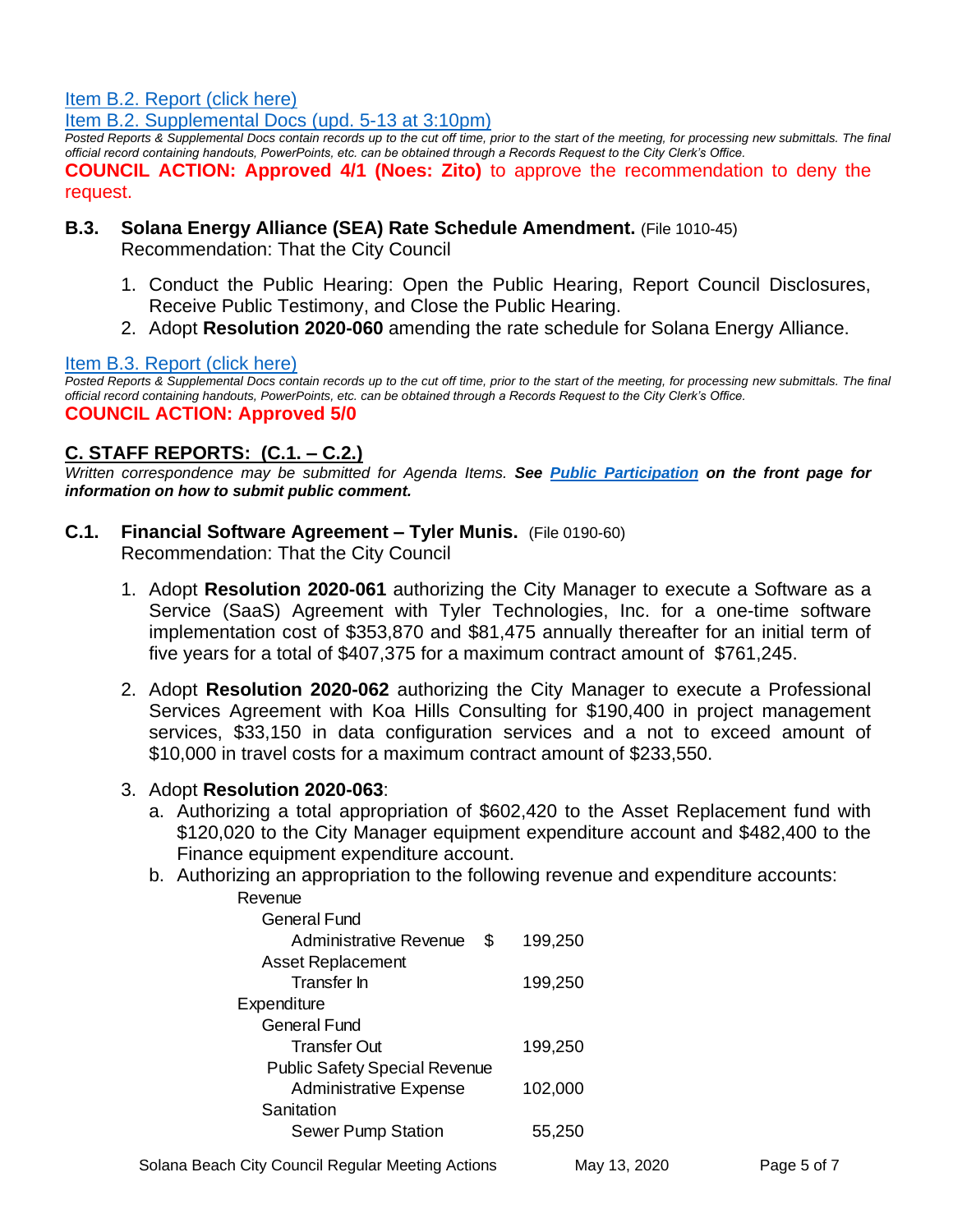[Item B.2. Report (click here)](#)

[Item B.2. Supplemental Docs (upd. 5-13 at 3:10pm)](#)

*Posted Reports & Supplemental Docs contain records up to the cut off time, prior to the start of the meeting, for processing new submittals. The final official record containing handouts, PowerPoints, etc. can be obtained through a Records Request to the City Clerk's Office.*

**COUNCIL ACTION: Approved 4/1 (Noes: Zito)** to approve the recommendation to deny the request.

### B.3. Solana Energy Alliance (SEA) Rate Schedule Amendment. (File 1010-45)

Recommendation: That the City Council

1. Conduct the Public Hearing: Open the Public Hearing, Report Council Disclosures, Receive Public Testimony, and Close the Public Hearing.
2. Adopt **Resolution 2020-060** amending the rate schedule for Solana Energy Alliance.

[Item B.3. Report (click here)](#)

*Posted Reports & Supplemental Docs contain records up to the cut off time, prior to the start of the meeting, for processing new submittals. The final official record containing handouts, PowerPoints, etc. can be obtained through a Records Request to the City Clerk's Office.*

**COUNCIL ACTION: Approved 5/0**

## C. STAFF REPORTS: (C.1. – C.2.)

*Written correspondence may be submitted for Agenda Items.* ***See [Public Participation](#) on the front page for information on how to submit public comment.***

### C.1. Financial Software Agreement – Tyler Munis. (File 0190-60)

Recommendation: That the City Council

1. Adopt **Resolution 2020-061** authorizing the City Manager to execute a Software as a Service (SaaS) Agreement with Tyler Technologies, Inc. for a one-time software implementation cost of $353,870 and $81,475 annually thereafter for an initial term of five years for a total of $407,375 for a maximum contract amount of $761,245.

2. Adopt **Resolution 2020-062** authorizing the City Manager to execute a Professional Services Agreement with Koa Hills Consulting for $190,400 in project management services, $33,150 in data configuration services and a not to exceed amount of $10,000 in travel costs for a maximum contract amount of $233,550.

3. Adopt **Resolution 2020-063**:
   a. Authorizing a total appropriation of $602,420 to the Asset Replacement fund with $120,020 to the City Manager equipment expenditure account and $482,400 to the Finance equipment expenditure account.
   b. Authorizing an appropriation to the following revenue and expenditure accounts:

| | |
|---|---|
| Revenue | |
| General Fund | |
| Administrative Revenue | $ 199,250 |
| Asset Replacement | |
| Transfer In | 199,250 |
| Expenditure | |
| General Fund | |
| Transfer Out | 199,250 |
| Public Safety Special Revenue | |
| Administrative Expense | 102,000 |
| Sanitation | |
| Sewer Pump Station | 55,250 |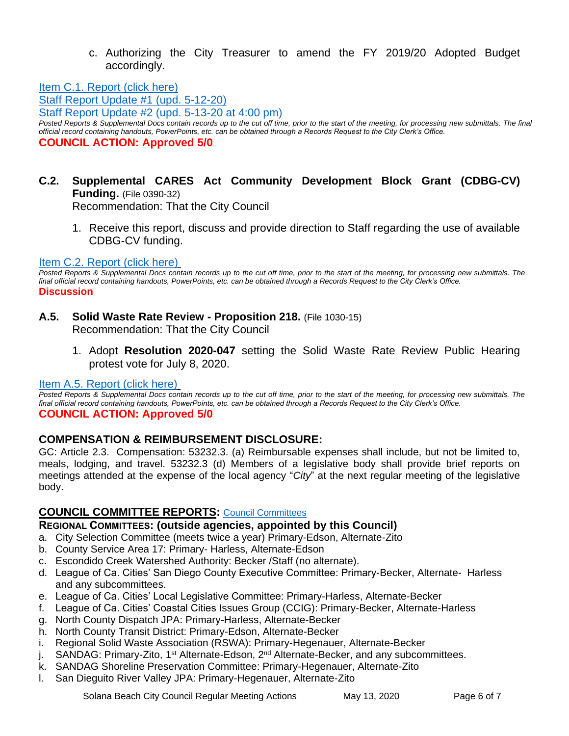c. Authorizing the City Treasurer to amend the FY 2019/20 Adopted Budget accordingly.

Item C.1. Report (click here)
Staff Report Update #1 (upd. 5-12-20)
Staff Report Update #2 (upd. 5-13-20 at 4:00 pm)

*Posted Reports & Supplemental Docs contain records up to the cut off time, prior to the start of the meeting, for processing new submittals. The final official record containing handouts, PowerPoints, etc. can be obtained through a Records Request to the City Clerk's Office.*

**COUNCIL ACTION: Approved 5/0**

### C.2. Supplemental CARES Act Community Development Block Grant (CDBG-CV) Funding. (File 0390-32)

Recommendation: That the City Council

1. Receive this report, discuss and provide direction to Staff regarding the use of available CDBG-CV funding.

Item C.2. Report (click here)

*Posted Reports & Supplemental Docs contain records up to the cut off time, prior to the start of the meeting, for processing new submittals. The final official record containing handouts, PowerPoints, etc. can be obtained through a Records Request to the City Clerk's Office.*

**Discussion**

### A.5. Solid Waste Rate Review - Proposition 218. (File 1030-15)

Recommendation: That the City Council

1. Adopt **Resolution 2020-047** setting the Solid Waste Rate Review Public Hearing protest vote for July 8, 2020.

Item A.5. Report (click here)

*Posted Reports & Supplemental Docs contain records up to the cut off time, prior to the start of the meeting, for processing new submittals. The final official record containing handouts, PowerPoints, etc. can be obtained through a Records Request to the City Clerk's Office.*

**COUNCIL ACTION: Approved 5/0**

## COMPENSATION & REIMBURSEMENT DISCLOSURE:

GC: Article 2.3. Compensation: 53232.3. (a) Reimbursable expenses shall include, but not be limited to, meals, lodging, and travel. 53232.3 (d) Members of a legislative body shall provide brief reports on meetings attended at the expense of the local agency "*City*" at the next regular meeting of the legislative body.

## COUNCIL COMMITTEE REPORTS: Council Committees

### REGIONAL COMMITTEES: (outside agencies, appointed by this Council)

a. City Selection Committee (meets twice a year) Primary-Edson, Alternate-Zito
b. County Service Area 17: Primary- Harless, Alternate-Edson
c. Escondido Creek Watershed Authority: Becker /Staff (no alternate).
d. League of Ca. Cities' San Diego County Executive Committee: Primary-Becker, Alternate- Harless and any subcommittees.
e. League of Ca. Cities' Local Legislative Committee: Primary-Harless, Alternate-Becker
f. League of Ca. Cities' Coastal Cities Issues Group (CCIG): Primary-Becker, Alternate-Harless
g. North County Dispatch JPA: Primary-Harless, Alternate-Becker
h. North County Transit District: Primary-Edson, Alternate-Becker
i. Regional Solid Waste Association (RSWA): Primary-Hegenauer, Alternate-Becker
j. SANDAG: Primary-Zito, 1st Alternate-Edson, 2nd Alternate-Becker, and any subcommittees.
k. SANDAG Shoreline Preservation Committee: Primary-Hegenauer, Alternate-Zito
l. San Dieguito River Valley JPA: Primary-Hegenauer, Alternate-Zito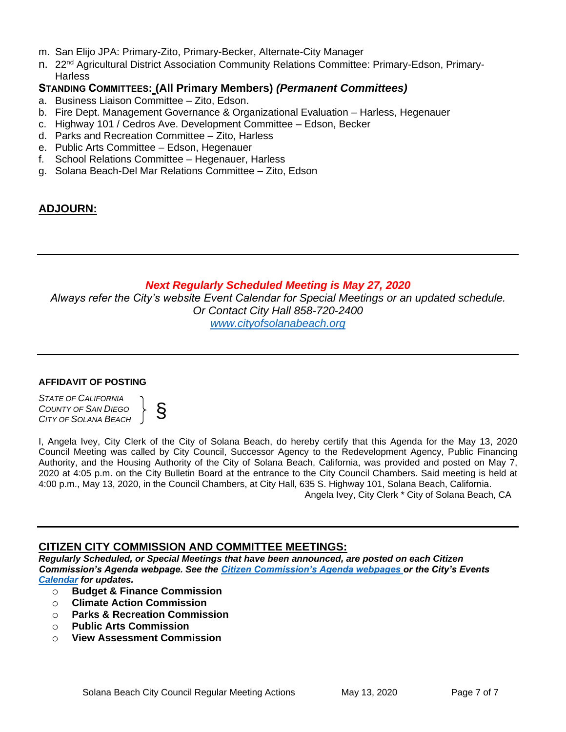m. San Elijo JPA: Primary-Zito, Primary-Becker, Alternate-City Manager
n. 22nd Agricultural District Association Community Relations Committee: Primary-Edson, Primary-Harless

**STANDING COMMITTEES: (All Primary Members)** ***(Permanent Committees)***

a. Business Liaison Committee – Zito, Edson.
b. Fire Dept. Management Governance & Organizational Evaluation – Harless, Hegenauer
c. Highway 101 / Cedros Ave. Development Committee – Edson, Becker
d. Parks and Recreation Committee – Zito, Harless
e. Public Arts Committee – Edson, Hegenauer
f. School Relations Committee – Hegenauer, Harless
g. Solana Beach-Del Mar Relations Committee – Zito, Edson

## ADJOURN:

---

***Next Regularly Scheduled Meeting is May 27, 2020***

*Always refer the City's website Event Calendar for Special Meetings or an updated schedule.*
*Or Contact City Hall 858-720-2400*
*www.cityofsolanabeach.org*

---

**AFFIDAVIT OF POSTING**

*STATE OF CALIFORNIA*
*COUNTY OF SAN DIEGO* §
*CITY OF SOLANA BEACH*

I, Angela Ivey, City Clerk of the City of Solana Beach, do hereby certify that this Agenda for the May 13, 2020 Council Meeting was called by City Council, Successor Agency to the Redevelopment Agency, Public Financing Authority, and the Housing Authority of the City of Solana Beach, California, was provided and posted on May 7, 2020 at 4:05 p.m. on the City Bulletin Board at the entrance to the City Council Chambers. Said meeting is held at 4:00 p.m., May 13, 2020, in the Council Chambers, at City Hall, 635 S. Highway 101, Solana Beach, California.

Angela Ivey, City Clerk * City of Solana Beach, CA

---

## CITIZEN CITY COMMISSION AND COMMITTEE MEETINGS:

***Regularly Scheduled, or Special Meetings that have been announced, are posted on each Citizen Commission's Agenda webpage. See the Citizen Commission's Agenda webpages or the City's Events Calendar for updates.***

- **Budget & Finance Commission**
- **Climate Action Commission**
- **Parks & Recreation Commission**
- **Public Arts Commission**
- **View Assessment Commission**